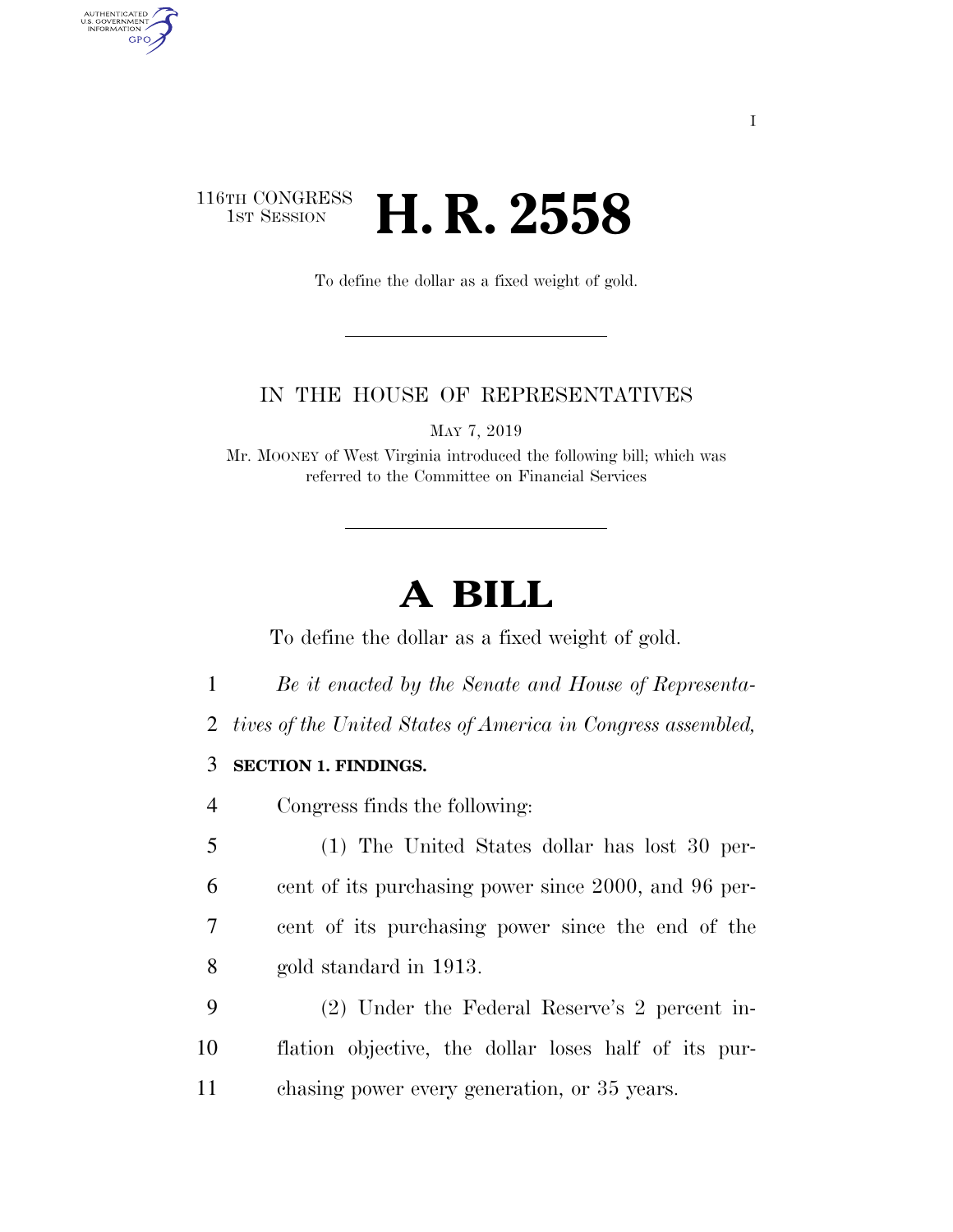116TH CONGRESS
1ST SESSION

# H. R. 2558

To define the dollar as a fixed weight of gold.

IN THE HOUSE OF REPRESENTATIVES

MAY 7, 2019

Mr. MOONEY of West Virginia introduced the following bill; which was referred to the Committee on Financial Services

# A BILL

To define the dollar as a fixed weight of gold.

*Be it enacted by the Senate and House of Representatives of the United States of America in Congress assembled,*

**SECTION 1. FINDINGS.**

Congress finds the following:

(1) The United States dollar has lost 30 percent of its purchasing power since 2000, and 96 percent of its purchasing power since the end of the gold standard in 1913.

(2) Under the Federal Reserve's 2 percent inflation objective, the dollar loses half of its purchasing power every generation, or 35 years.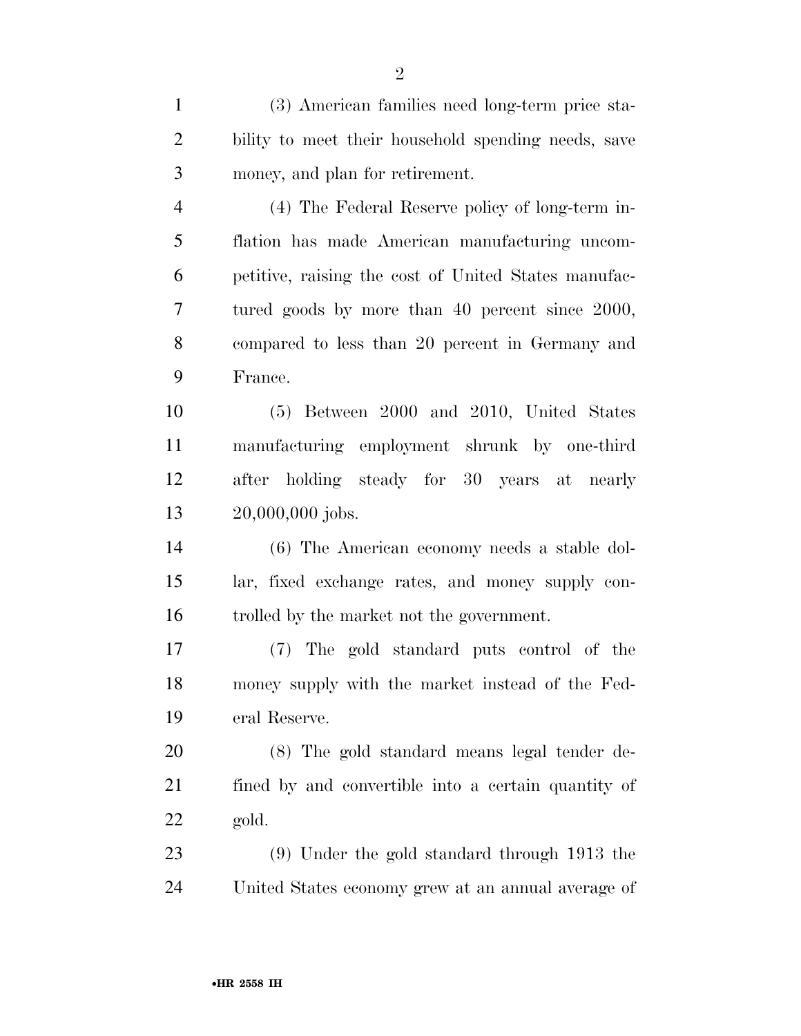(3) American families need long-term price stability to meet their household spending needs, save money, and plan for retirement.

(4) The Federal Reserve policy of long-term inflation has made American manufacturing uncompetitive, raising the cost of United States manufactured goods by more than 40 percent since 2000, compared to less than 20 percent in Germany and France.

(5) Between 2000 and 2010, United States manufacturing employment shrunk by one-third after holding steady for 30 years at nearly 20,000,000 jobs.

(6) The American economy needs a stable dollar, fixed exchange rates, and money supply controlled by the market not the government.

(7) The gold standard puts control of the money supply with the market instead of the Federal Reserve.

(8) The gold standard means legal tender defined by and convertible into a certain quantity of gold.

(9) Under the gold standard through 1913 the United States economy grew at an annual average of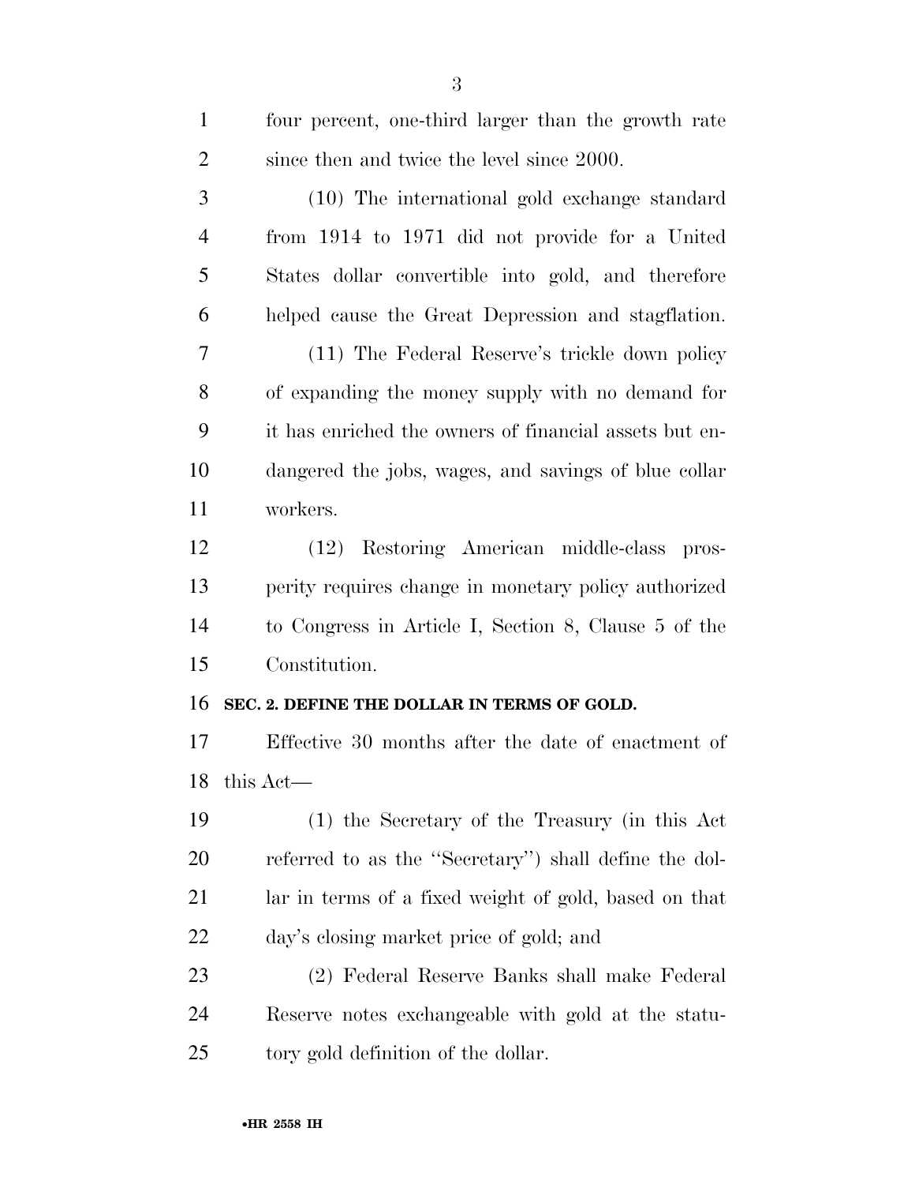four percent, one-third larger than the growth rate since then and twice the level since 2000.

(10) The international gold exchange standard from 1914 to 1971 did not provide for a United States dollar convertible into gold, and therefore helped cause the Great Depression and stagflation.

(11) The Federal Reserve's trickle down policy of expanding the money supply with no demand for it has enriched the owners of financial assets but endangered the jobs, wages, and savings of blue collar workers.

(12) Restoring American middle-class prosperity requires change in monetary policy authorized to Congress in Article I, Section 8, Clause 5 of the Constitution.

**SEC. 2. DEFINE THE DOLLAR IN TERMS OF GOLD.**

Effective 30 months after the date of enactment of this Act—

(1) the Secretary of the Treasury (in this Act referred to as the ''Secretary'') shall define the dollar in terms of a fixed weight of gold, based on that day's closing market price of gold; and

(2) Federal Reserve Banks shall make Federal Reserve notes exchangeable with gold at the statutory gold definition of the dollar.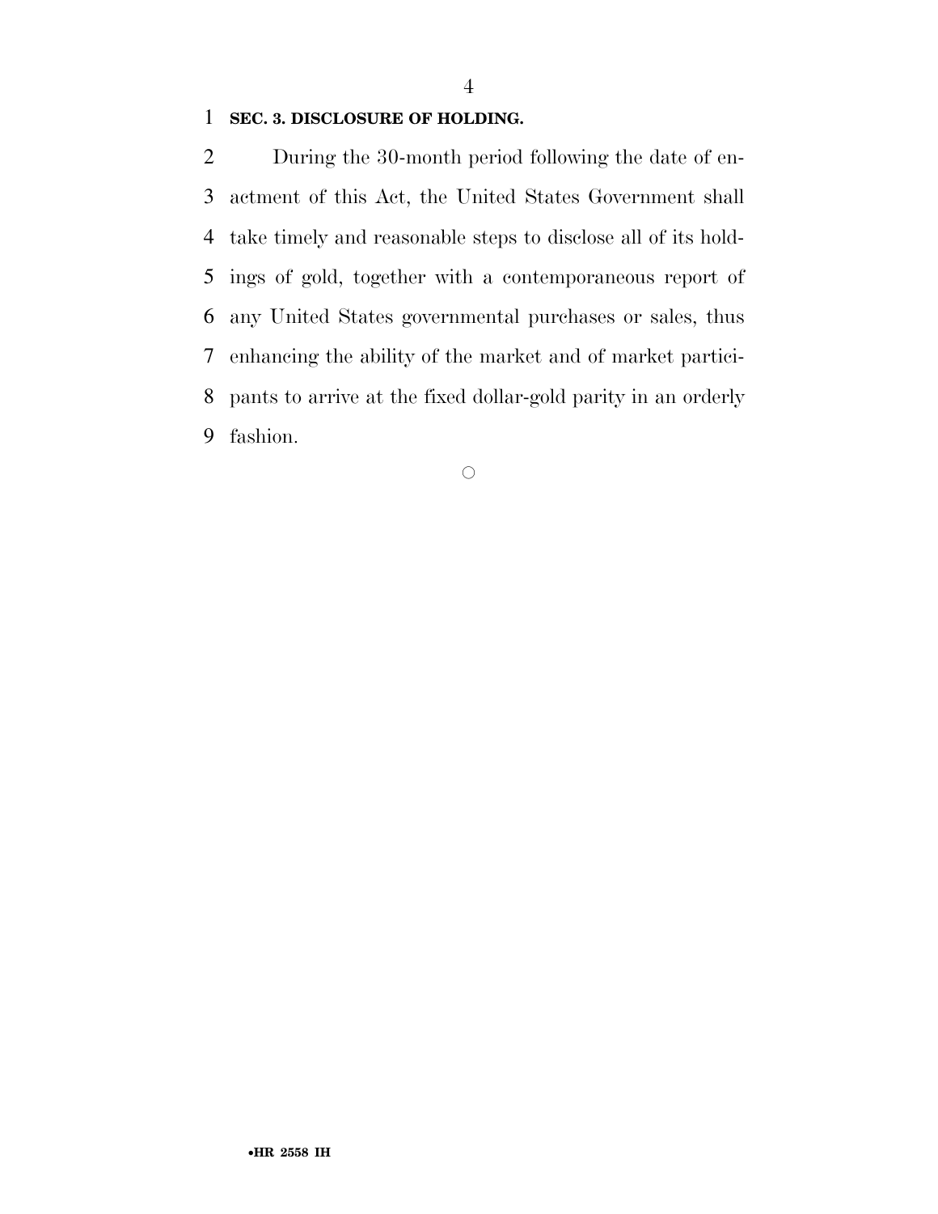**SEC. 3. DISCLOSURE OF HOLDING.**

During the 30-month period following the date of enactment of this Act, the United States Government shall take timely and reasonable steps to disclose all of its holdings of gold, together with a contemporaneous report of any United States governmental purchases or sales, thus enhancing the ability of the market and of market participants to arrive at the fixed dollar-gold parity in an orderly fashion.

○